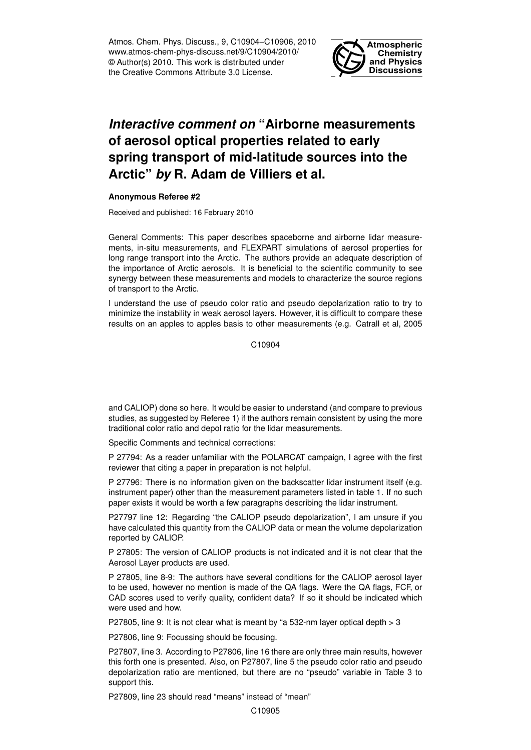# *Interactive comment on* "Airborne measurements of aerosol optical properties related to early spring transport of mid-latitude sources into the Arctic" *by* R. Adam de Villiers et al.

**Anonymous Referee #2**

Received and published: 16 February 2010

General Comments: This paper describes spaceborne and airborne lidar measurements, in-situ measurements, and FLEXPART simulations of aerosol properties for long range transport into the Arctic. The authors provide an adequate description of the importance of Arctic aerosols. It is beneficial to the scientific community to see synergy between these measurements and models to characterize the source regions of transport to the Arctic.

I understand the use of pseudo color ratio and pseudo depolarization ratio to try to minimize the instability in weak aerosol layers. However, it is difficult to compare these results on an apples to apples basis to other measurements (e.g. Catrall et al, 2005 and CALIOP) done so here. It would be easier to understand (and compare to previous studies, as suggested by Referee 1) if the authors remain consistent by using the more traditional color ratio and depol ratio for the lidar measurements.

Specific Comments and technical corrections:

P 27794: As a reader unfamiliar with the POLARCAT campaign, I agree with the first reviewer that citing a paper in preparation is not helpful.

P 27796: There is no information given on the backscatter lidar instrument itself (e.g. instrument paper) other than the measurement parameters listed in table 1. If no such paper exists it would be worth a few paragraphs describing the lidar instrument.

P27797 line 12: Regarding "the CALIOP pseudo depolarization", I am unsure if you have calculated this quantity from the CALIOP data or mean the volume depolarization reported by CALIOP.

P 27805: The version of CALIOP products is not indicated and it is not clear that the Aerosol Layer products are used.

P 27805, line 8-9: The authors have several conditions for the CALIOP aerosol layer to be used, however no mention is made of the QA flags. Were the QA flags, FCF, or CAD scores used to verify quality, confident data? If so it should be indicated which were used and how.

P27805, line 9: It is not clear what is meant by "a 532-nm layer optical depth > 3

P27806, line 9: Focussing should be focusing.

P27807, line 3. According to P27806, line 16 there are only three main results, however this forth one is presented. Also, on P27807, line 5 the pseudo color ratio and pseudo depolarization ratio are mentioned, but there are no "pseudo" variable in Table 3 to support this.

P27809, line 23 should read "means" instead of "mean"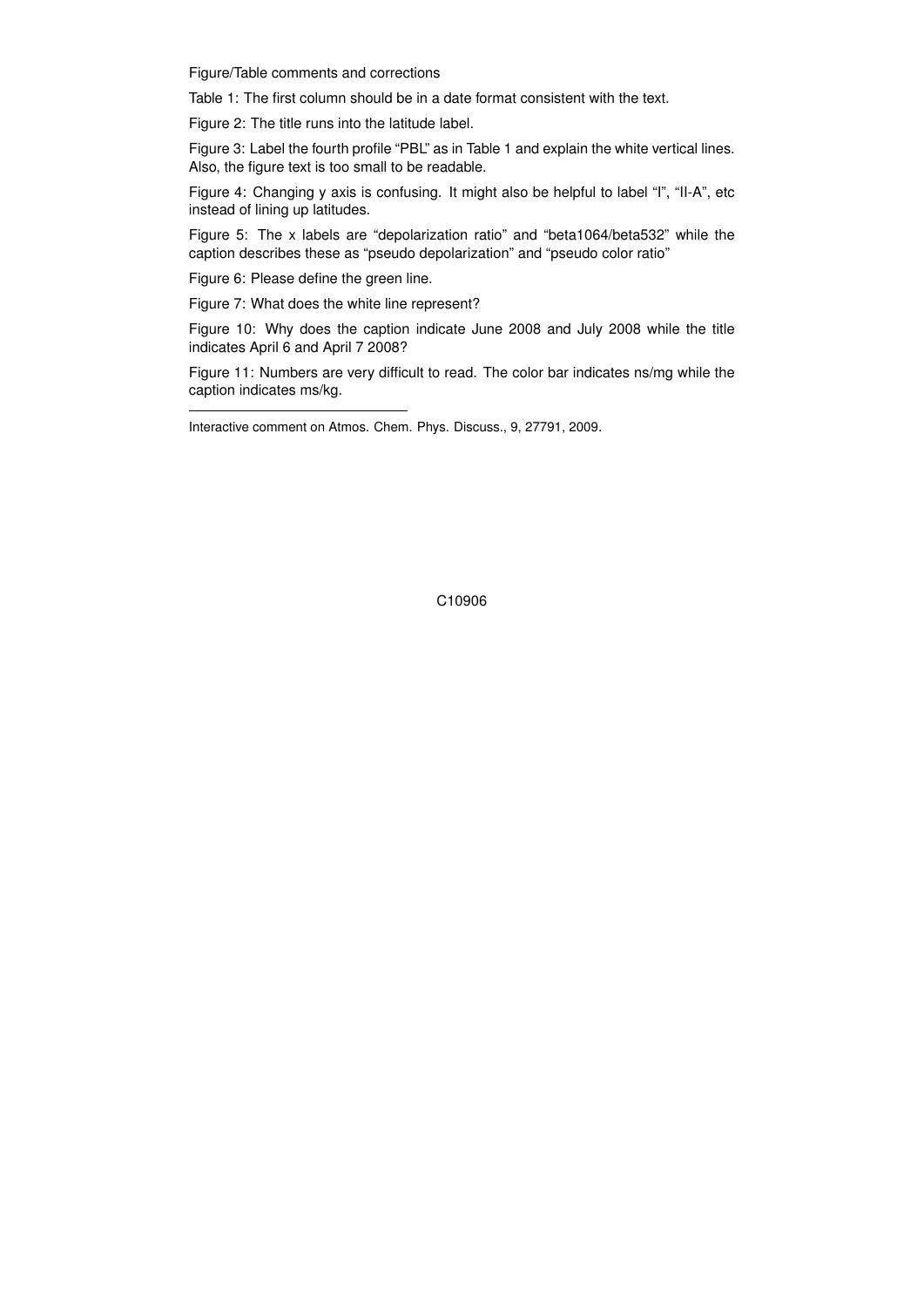Figure/Table comments and corrections

Table 1: The first column should be in a date format consistent with the text.

Figure 2: The title runs into the latitude label.

Figure 3: Label the fourth profile "PBL" as in Table 1 and explain the white vertical lines. Also, the figure text is too small to be readable.

Figure 4: Changing y axis is confusing. It might also be helpful to label "I", "II-A", etc instead of lining up latitudes.

Figure 5: The x labels are "depolarization ratio" and "beta1064/beta532" while the caption describes these as "pseudo depolarization" and "pseudo color ratio"

Figure 6: Please define the green line.

Figure 7: What does the white line represent?

Figure 10: Why does the caption indicate June 2008 and July 2008 while the title indicates April 6 and April 7 2008?

Figure 11: Numbers are very difficult to read. The color bar indicates ns/mg while the caption indicates ms/kg.

---

Interactive comment on Atmos. Chem. Phys. Discuss., 9, 27791, 2009.